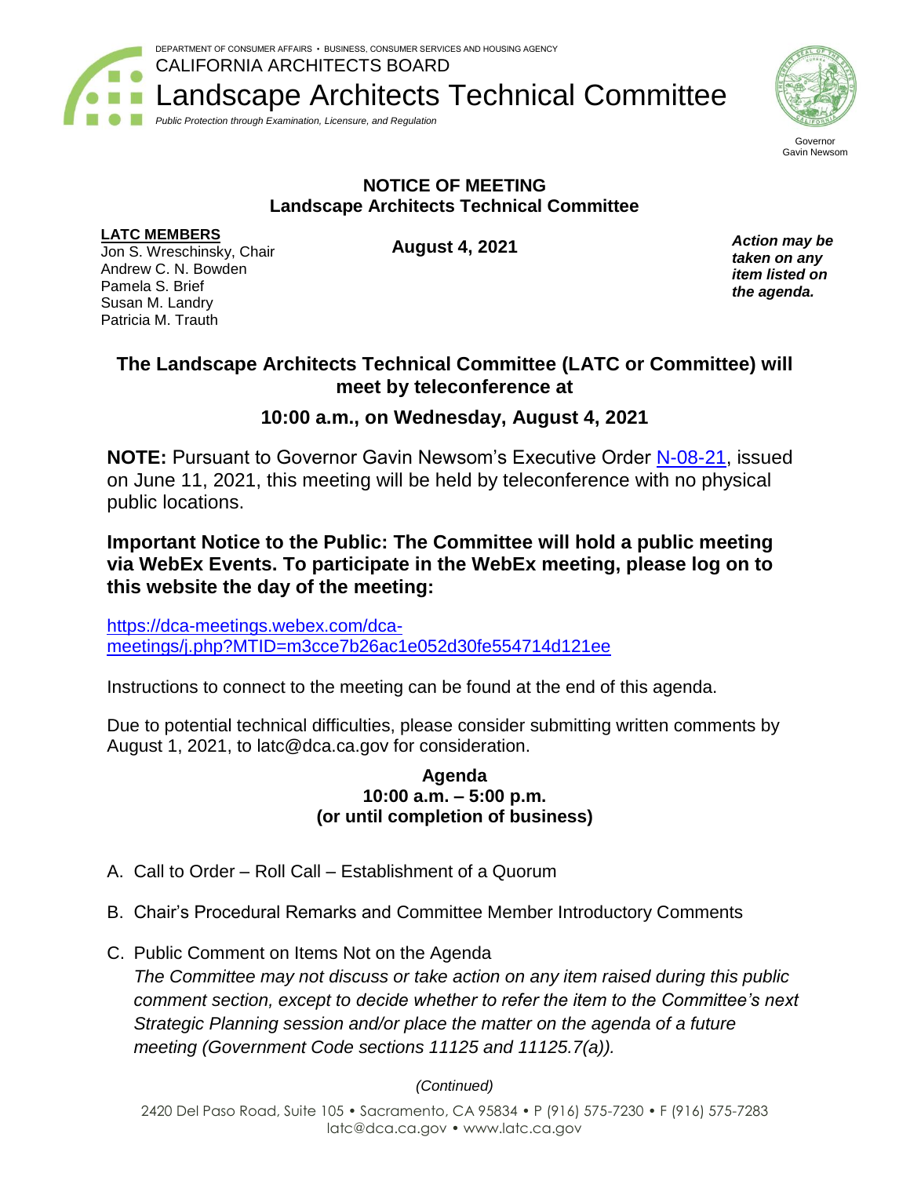DEPARTMENT OF CONSUMER AFFAIRS • BUSINESS, CONSUMER SERVICES AND HOUSING AGENCY
CALIFORNIA ARCHITECTS BOARD

# Landscape Architects Technical Committee

*Public Protection through Examination, Licensure, and Regulation*

Governor
Gavin Newsom

## NOTICE OF MEETING
## Landscape Architects Technical Committee

**LATC MEMBERS**
Jon S. Wreschinsky, Chair
Andrew C. N. Bowden
Pamela S. Brief
Susan M. Landry
Patricia M. Trauth

**August 4, 2021**

***Action may be taken on any item listed on the agenda.***

### The Landscape Architects Technical Committee (LATC or Committee) will meet by teleconference at

### 10:00 a.m., on Wednesday, August 4, 2021

**NOTE:** Pursuant to Governor Gavin Newsom's Executive Order N-08-21, issued on June 11, 2021, this meeting will be held by teleconference with no physical public locations.

**Important Notice to the Public: The Committee will hold a public meeting via WebEx Events. To participate in the WebEx meeting, please log on to this website the day of the meeting:**

https://dca-meetings.webex.com/dca-meetings/j.php?MTID=m3cce7b26ac1e052d30fe554714d121ee

Instructions to connect to the meeting can be found at the end of this agenda.

Due to potential technical difficulties, please consider submitting written comments by August 1, 2021, to latc@dca.ca.gov for consideration.

**Agenda**
**10:00 a.m. – 5:00 p.m.**
**(or until completion of business)**

A. Call to Order – Roll Call – Establishment of a Quorum

B. Chair's Procedural Remarks and Committee Member Introductory Comments

C. Public Comment on Items Not on the Agenda
*The Committee may not discuss or take action on any item raised during this public comment section, except to decide whether to refer the item to the Committee's next Strategic Planning session and/or place the matter on the agenda of a future meeting (Government Code sections 11125 and 11125.7(a)).*

*(Continued)*

2420 Del Paso Road, Suite 105 • Sacramento, CA 95834 • P (916) 575-7230 • F (916) 575-7283
latc@dca.ca.gov • www.latc.ca.gov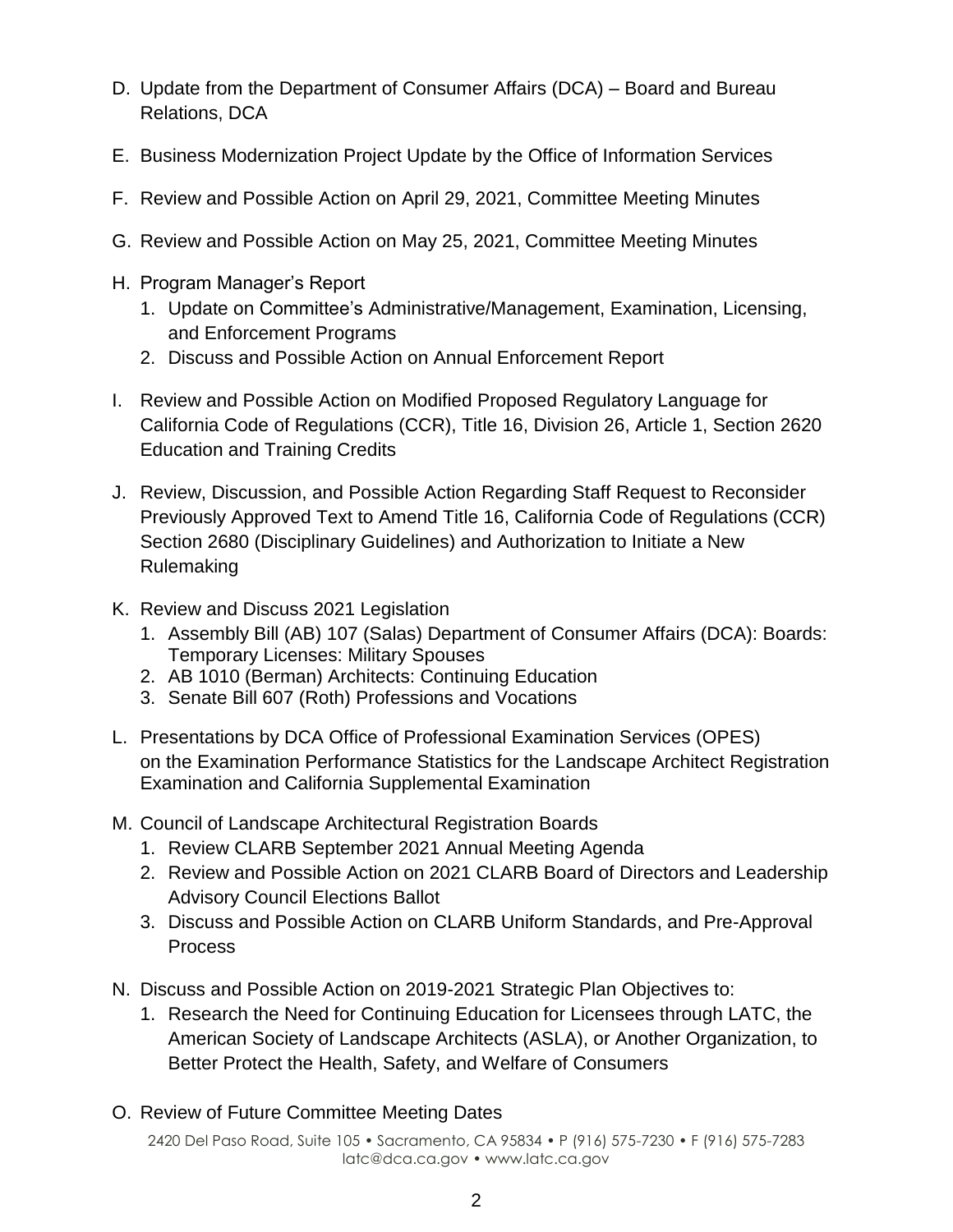D. Update from the Department of Consumer Affairs (DCA) – Board and Bureau Relations, DCA

E. Business Modernization Project Update by the Office of Information Services

F. Review and Possible Action on April 29, 2021, Committee Meeting Minutes

G. Review and Possible Action on May 25, 2021, Committee Meeting Minutes

H. Program Manager's Report
   1. Update on Committee's Administrative/Management, Examination, Licensing, and Enforcement Programs
   2. Discuss and Possible Action on Annual Enforcement Report

I. Review and Possible Action on Modified Proposed Regulatory Language for California Code of Regulations (CCR), Title 16, Division 26, Article 1, Section 2620 Education and Training Credits

J. Review, Discussion, and Possible Action Regarding Staff Request to Reconsider Previously Approved Text to Amend Title 16, California Code of Regulations (CCR) Section 2680 (Disciplinary Guidelines) and Authorization to Initiate a New Rulemaking

K. Review and Discuss 2021 Legislation
   1. Assembly Bill (AB) 107 (Salas) Department of Consumer Affairs (DCA): Boards: Temporary Licenses: Military Spouses
   2. AB 1010 (Berman) Architects: Continuing Education
   3. Senate Bill 607 (Roth) Professions and Vocations

L. Presentations by DCA Office of Professional Examination Services (OPES) on the Examination Performance Statistics for the Landscape Architect Registration Examination and California Supplemental Examination

M. Council of Landscape Architectural Registration Boards
   1. Review CLARB September 2021 Annual Meeting Agenda
   2. Review and Possible Action on 2021 CLARB Board of Directors and Leadership Advisory Council Elections Ballot
   3. Discuss and Possible Action on CLARB Uniform Standards, and Pre-Approval Process

N. Discuss and Possible Action on 2019-2021 Strategic Plan Objectives to:
   1. Research the Need for Continuing Education for Licensees through LATC, the American Society of Landscape Architects (ASLA), or Another Organization, to Better Protect the Health, Safety, and Welfare of Consumers

O. Review of Future Committee Meeting Dates

2420 Del Paso Road, Suite 105 • Sacramento, CA 95834 • P (916) 575-7230 • F (916) 575-7283
latc@dca.ca.gov • www.latc.ca.gov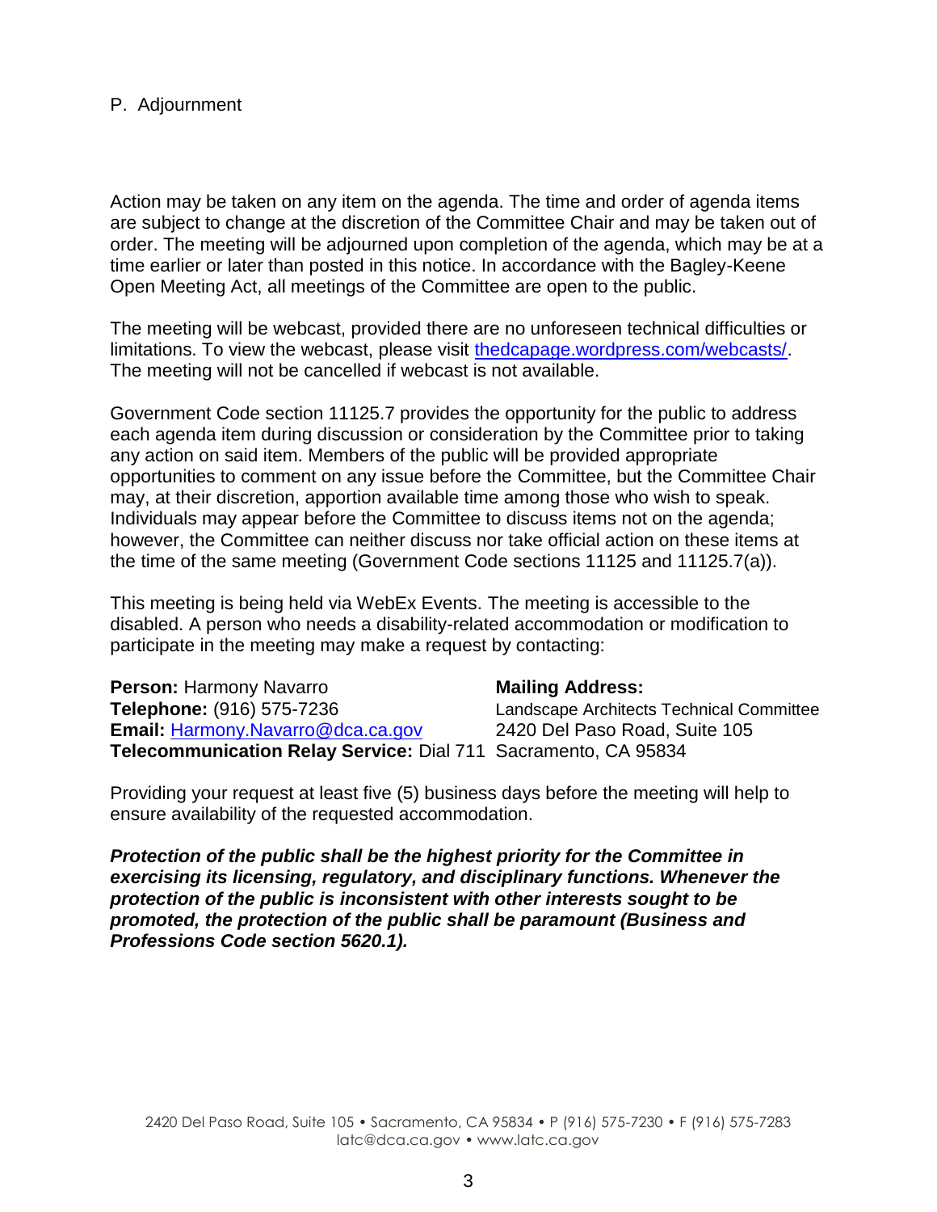P. Adjournment

Action may be taken on any item on the agenda. The time and order of agenda items are subject to change at the discretion of the Committee Chair and may be taken out of order. The meeting will be adjourned upon completion of the agenda, which may be at a time earlier or later than posted in this notice. In accordance with the Bagley-Keene Open Meeting Act, all meetings of the Committee are open to the public.

The meeting will be webcast, provided there are no unforeseen technical difficulties or limitations. To view the webcast, please visit [thedcapage.wordpress.com/webcasts/](thedcapage.wordpress.com/webcasts/). The meeting will not be cancelled if webcast is not available.

Government Code section 11125.7 provides the opportunity for the public to address each agenda item during discussion or consideration by the Committee prior to taking any action on said item. Members of the public will be provided appropriate opportunities to comment on any issue before the Committee, but the Committee Chair may, at their discretion, apportion available time among those who wish to speak. Individuals may appear before the Committee to discuss items not on the agenda; however, the Committee can neither discuss nor take official action on these items at the time of the same meeting (Government Code sections 11125 and 11125.7(a)).

This meeting is being held via WebEx Events. The meeting is accessible to the disabled. A person who needs a disability-related accommodation or modification to participate in the meeting may make a request by contacting:

**Person:** Harmony Navarro
**Telephone:** (916) 575-7236
**Email:** [Harmony.Navarro@dca.ca.gov](mailto:Harmony.Navarro@dca.ca.gov)
**Telecommunication Relay Service:** Dial 711

**Mailing Address:**
Landscape Architects Technical Committee
2420 Del Paso Road, Suite 105
Sacramento, CA 95834

Providing your request at least five (5) business days before the meeting will help to ensure availability of the requested accommodation.

***Protection of the public shall be the highest priority for the Committee in exercising its licensing, regulatory, and disciplinary functions. Whenever the protection of the public is inconsistent with other interests sought to be promoted, the protection of the public shall be paramount (Business and Professions Code section 5620.1).***

2420 Del Paso Road, Suite 105 • Sacramento, CA 95834 • P (916) 575-7230 • F (916) 575-7283
latc@dca.ca.gov • www.latc.ca.gov